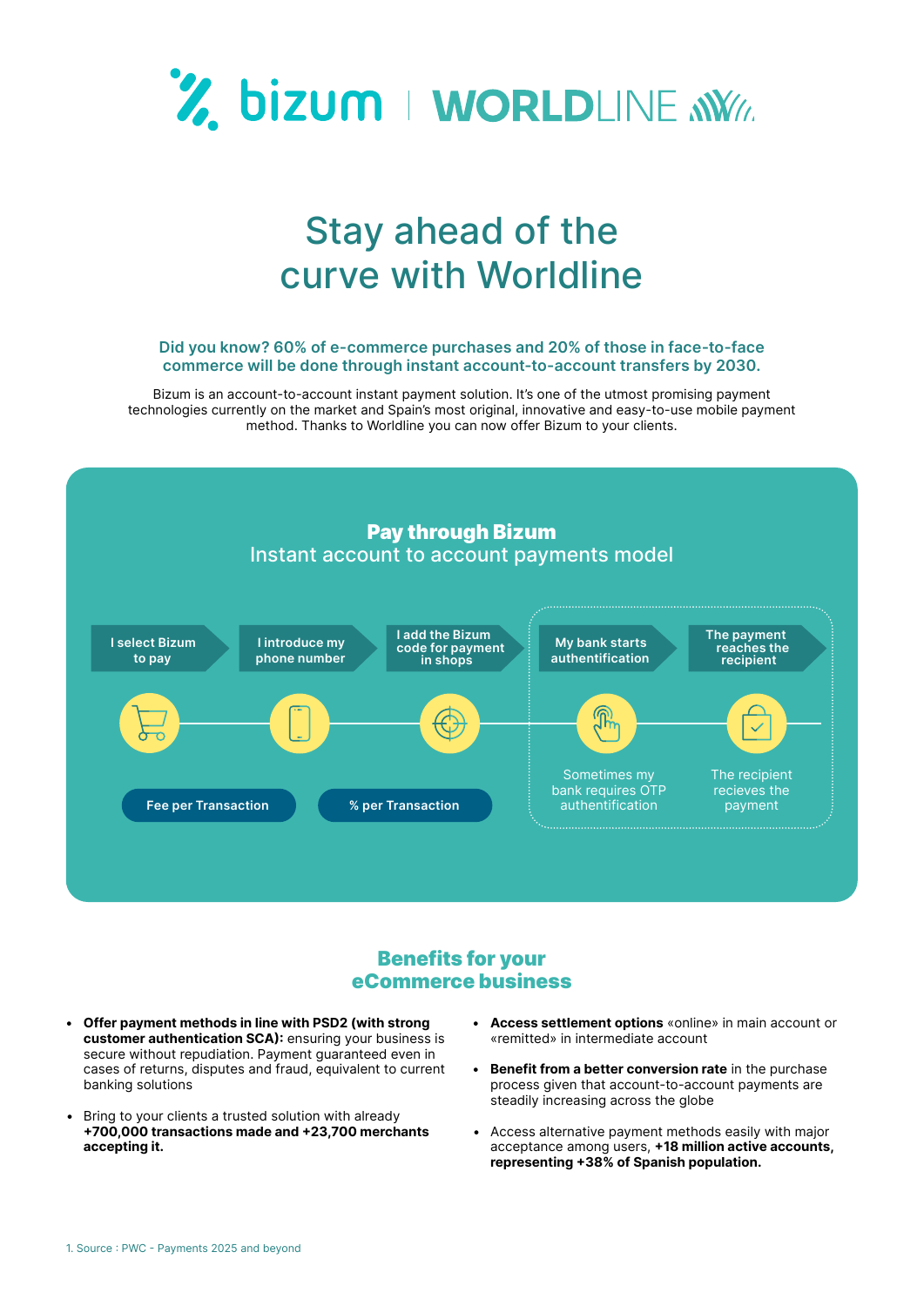# Stay ahead of the curve with Worldline

**Did you know? 60% of e-commerce purchases and 20% of those in face-to-face commerce will be done through instant account-to-account transfers by 2030.**

Bizum is an account-to-account instant payment solution. It's one of the utmost promising payment technologies currently on the market and Spain's most original, innovative and easy-to-use mobile payment method. Thanks to Worldline you can now offer Bizum to your clients.

## Pay through Bizum

Instant account to account payments model

1. I select Bizum to pay
2. I introduce my phone number
3. I add the Bizum code for payment in shops
4. My bank starts authentification — Sometimes my bank requires OTP authentification
5. The payment reaches the recipient — The recipient recieves the payment

Fee per Transaction

% per Transaction

## Benefits for your eCommerce business

- **Offer payment methods in line with PSD2 (with strong customer authentication SCA):** ensuring your business is secure without repudiation. Payment guaranteed even in cases of returns, disputes and fraud, equivalent to current banking solutions
- Bring to your clients a trusted solution with already **+700,000 transactions made and +23,700 merchants accepting it.**
- **Access settlement options** «online» in main account or «remitted» in intermediate account
- **Benefit from a better conversion rate** in the purchase process given that account-to-account payments are steadily increasing across the globe
- Access alternative payment methods easily with major acceptance among users, **+18 million active accounts, representing +38% of Spanish population.**

1. Source : PWC - Payments 2025 and beyond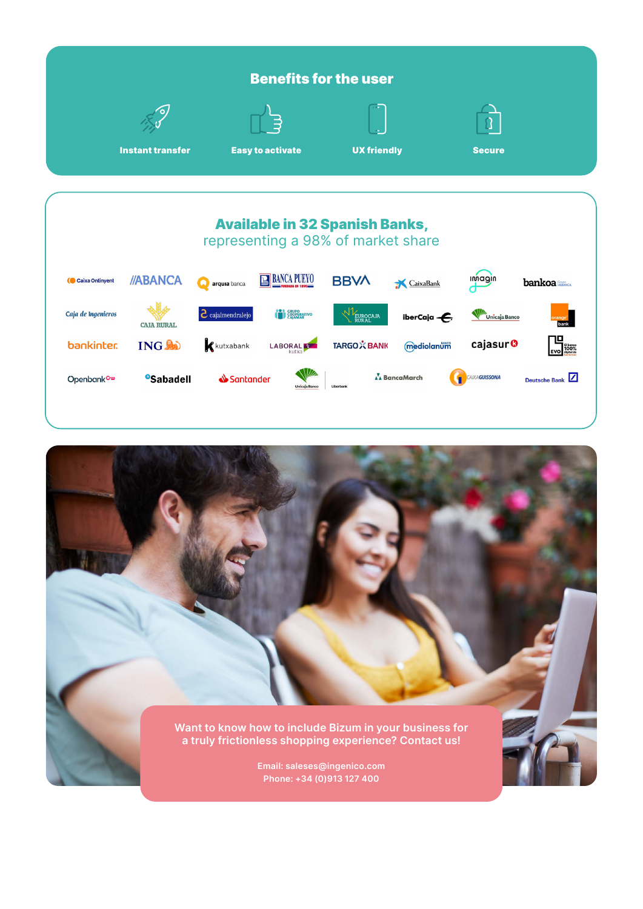## Benefits for the user

- Instant transfer
- Easy to activate
- UX friendly
- Secure

## Available in 32 Spanish Banks,
representing a 98% of market share

Caixa Ontinyent · ABANCA · arquia banca · BANCA PUEYO · BBVA · CaixaBank · imagin · bankoa · Caja de Ingenieros · CAJA RURAL · cajalmendralejo · Grupo Cooperativo Cajamar · Eurocaja Rural · iberCaja · Unicaja Banco · orange bank · bankinter · ING · kutxabank · LABORAL kutxa · TARGOBANK · mediolanum · cajasur · EVO · Openbank · Sabadell · Santander · Unicaja Banco · Liberbank · BancaMarch · CAIXAGUISSONA · Deutsche Bank

Want to know how to include Bizum in your business for a truly frictionless shopping experience? Contact us!

Email: saleses@ingenico.com
Phone: +34 (0)913 127 400